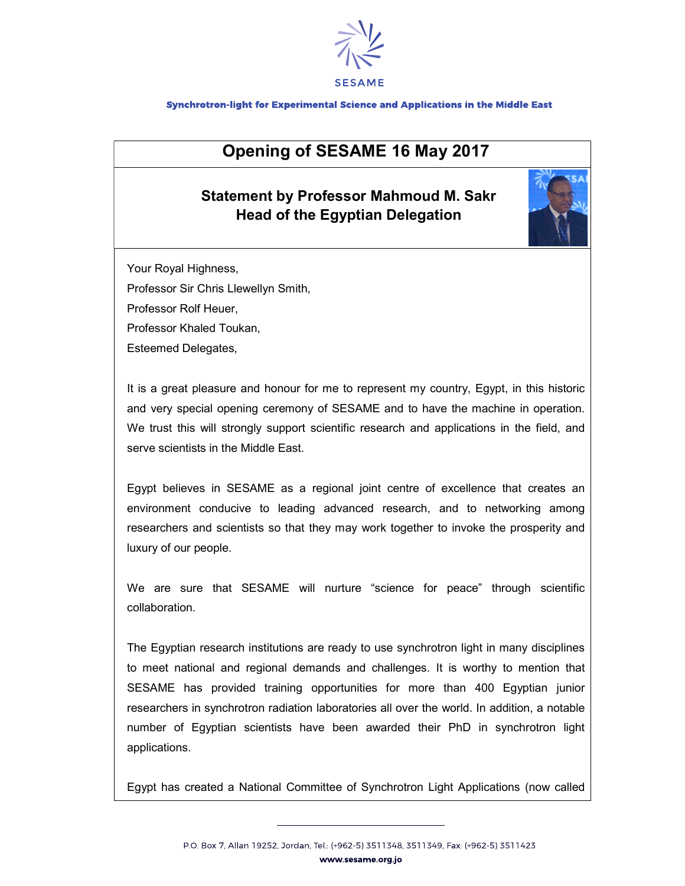SESAME

Synchrotron-light for Experimental Science and Applications in the Middle East

# Opening of SESAME 16 May 2017

## Statement by Professor Mahmoud M. Sakr
## Head of the Egyptian Delegation

Your Royal Highness,
Professor Sir Chris Llewellyn Smith,
Professor Rolf Heuer,
Professor Khaled Toukan,
Esteemed Delegates,

It is a great pleasure and honour for me to represent my country, Egypt, in this historic and very special opening ceremony of SESAME and to have the machine in operation. We trust this will strongly support scientific research and applications in the field, and serve scientists in the Middle East.

Egypt believes in SESAME as a regional joint centre of excellence that creates an environment conducive to leading advanced research, and to networking among researchers and scientists so that they may work together to invoke the prosperity and luxury of our people.

We are sure that SESAME will nurture “science for peace” through scientific collaboration.

The Egyptian research institutions are ready to use synchrotron light in many disciplines to meet national and regional demands and challenges. It is worthy to mention that SESAME has provided training opportunities for more than 400 Egyptian junior researchers in synchrotron radiation laboratories all over the world. In addition, a notable number of Egyptian scientists have been awarded their PhD in synchrotron light applications.

Egypt has created a National Committee of Synchrotron Light Applications (now called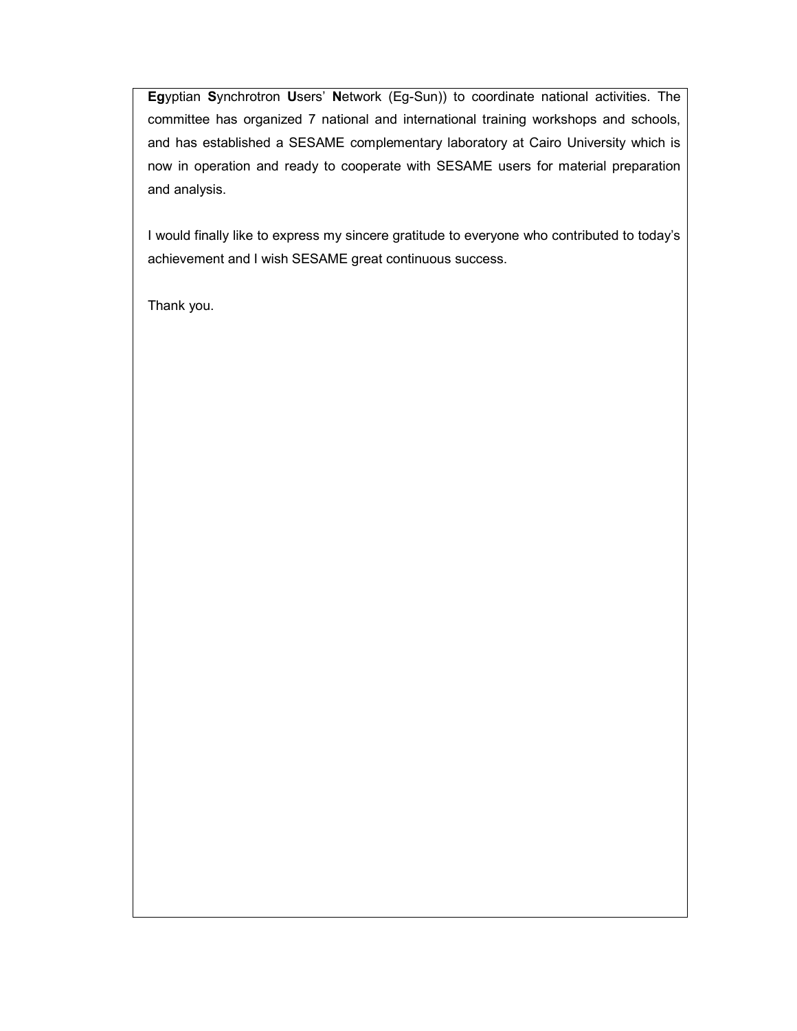**Eg**yptian **S**ynchrotron **U**sers' **N**etwork (Eg-Sun)) to coordinate national activities. The committee has organized 7 national and international training workshops and schools, and has established a SESAME complementary laboratory at Cairo University which is now in operation and ready to cooperate with SESAME users for material preparation and analysis.

I would finally like to express my sincere gratitude to everyone who contributed to today's achievement and I wish SESAME great continuous success.

Thank you.